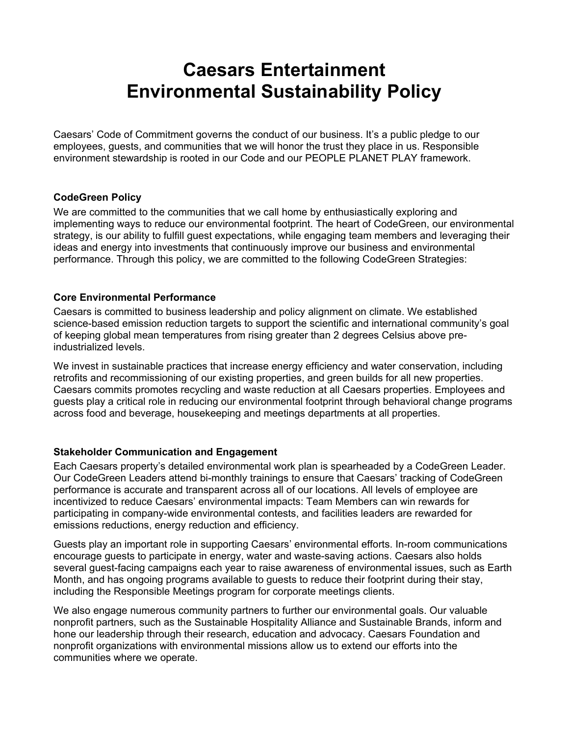# Caesars Entertainment
# Environmental Sustainability Policy

Caesars' Code of Commitment governs the conduct of our business. It's a public pledge to our employees, guests, and communities that we will honor the trust they place in us. Responsible environment stewardship is rooted in our Code and our PEOPLE PLANET PLAY framework.

**CodeGreen Policy**

We are committed to the communities that we call home by enthusiastically exploring and implementing ways to reduce our environmental footprint. The heart of CodeGreen, our environmental strategy, is our ability to fulfill guest expectations, while engaging team members and leveraging their ideas and energy into investments that continuously improve our business and environmental performance. Through this policy, we are committed to the following CodeGreen Strategies:

**Core Environmental Performance**

Caesars is committed to business leadership and policy alignment on climate. We established science-based emission reduction targets to support the scientific and international community's goal of keeping global mean temperatures from rising greater than 2 degrees Celsius above pre-industrialized levels.

We invest in sustainable practices that increase energy efficiency and water conservation, including retrofits and recommissioning of our existing properties, and green builds for all new properties. Caesars commits promotes recycling and waste reduction at all Caesars properties. Employees and guests play a critical role in reducing our environmental footprint through behavioral change programs across food and beverage, housekeeping and meetings departments at all properties.

**Stakeholder Communication and Engagement**

Each Caesars property's detailed environmental work plan is spearheaded by a CodeGreen Leader. Our CodeGreen Leaders attend bi-monthly trainings to ensure that Caesars' tracking of CodeGreen performance is accurate and transparent across all of our locations. All levels of employee are incentivized to reduce Caesars' environmental impacts: Team Members can win rewards for participating in company-wide environmental contests, and facilities leaders are rewarded for emissions reductions, energy reduction and efficiency.

Guests play an important role in supporting Caesars' environmental efforts. In-room communications encourage guests to participate in energy, water and waste-saving actions. Caesars also holds several guest-facing campaigns each year to raise awareness of environmental issues, such as Earth Month, and has ongoing programs available to guests to reduce their footprint during their stay, including the Responsible Meetings program for corporate meetings clients.

We also engage numerous community partners to further our environmental goals. Our valuable nonprofit partners, such as the Sustainable Hospitality Alliance and Sustainable Brands, inform and hone our leadership through their research, education and advocacy. Caesars Foundation and nonprofit organizations with environmental missions allow us to extend our efforts into the communities where we operate.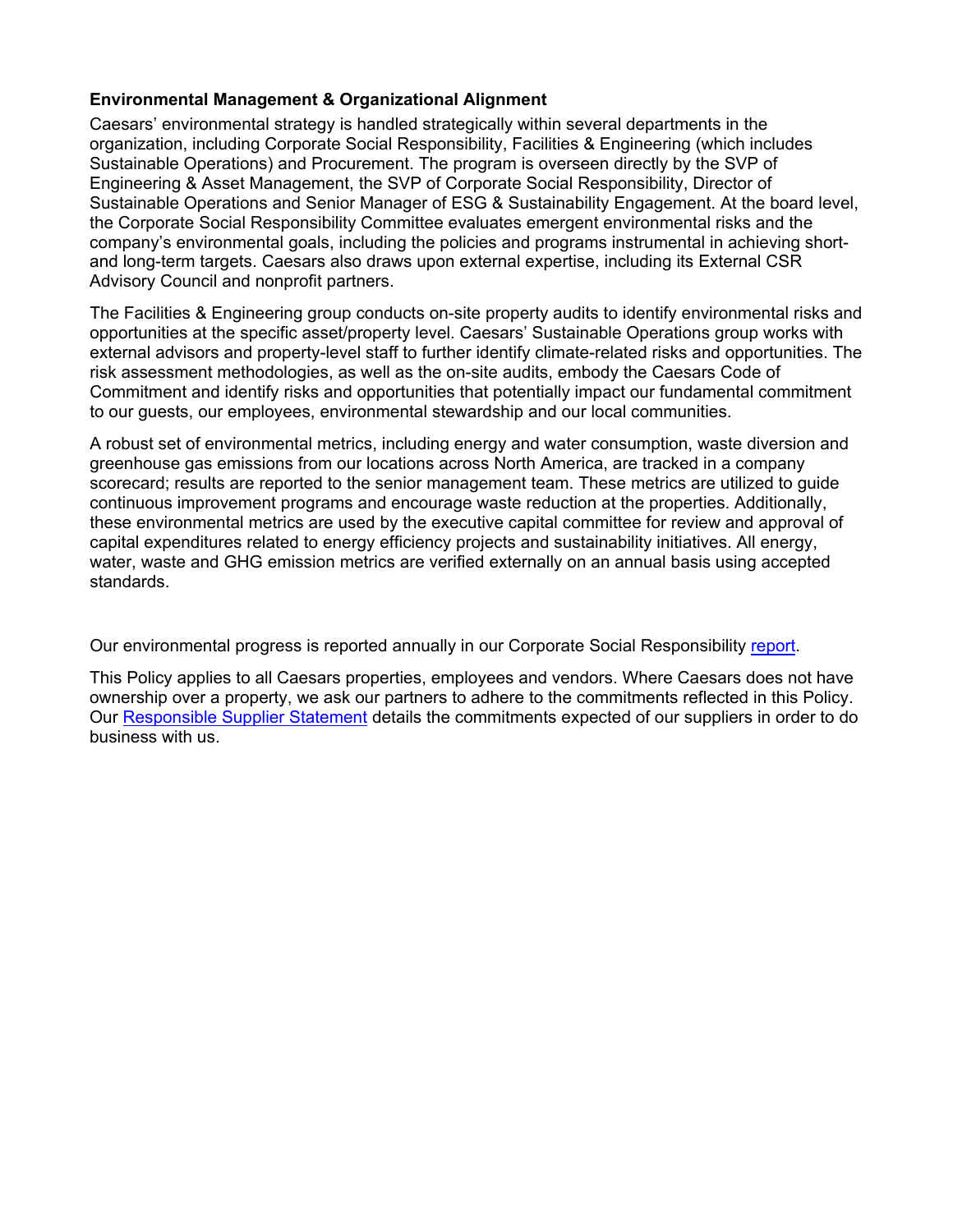**Environmental Management & Organizational Alignment**

Caesars' environmental strategy is handled strategically within several departments in the organization, including Corporate Social Responsibility, Facilities & Engineering (which includes Sustainable Operations) and Procurement. The program is overseen directly by the SVP of Engineering & Asset Management, the SVP of Corporate Social Responsibility, Director of Sustainable Operations and Senior Manager of ESG & Sustainability Engagement. At the board level, the Corporate Social Responsibility Committee evaluates emergent environmental risks and the company's environmental goals, including the policies and programs instrumental in achieving short- and long-term targets. Caesars also draws upon external expertise, including its External CSR Advisory Council and nonprofit partners.

The Facilities & Engineering group conducts on-site property audits to identify environmental risks and opportunities at the specific asset/property level. Caesars' Sustainable Operations group works with external advisors and property-level staff to further identify climate-related risks and opportunities. The risk assessment methodologies, as well as the on-site audits, embody the Caesars Code of Commitment and identify risks and opportunities that potentially impact our fundamental commitment to our guests, our employees, environmental stewardship and our local communities.

A robust set of environmental metrics, including energy and water consumption, waste diversion and greenhouse gas emissions from our locations across North America, are tracked in a company scorecard; results are reported to the senior management team. These metrics are utilized to guide continuous improvement programs and encourage waste reduction at the properties. Additionally, these environmental metrics are used by the executive capital committee for review and approval of capital expenditures related to energy efficiency projects and sustainability initiatives. All energy, water, waste and GHG emission metrics are verified externally on an annual basis using accepted standards.

Our environmental progress is reported annually in our Corporate Social Responsibility report.

This Policy applies to all Caesars properties, employees and vendors. Where Caesars does not have ownership over a property, we ask our partners to adhere to the commitments reflected in this Policy. Our Responsible Supplier Statement details the commitments expected of our suppliers in order to do business with us.